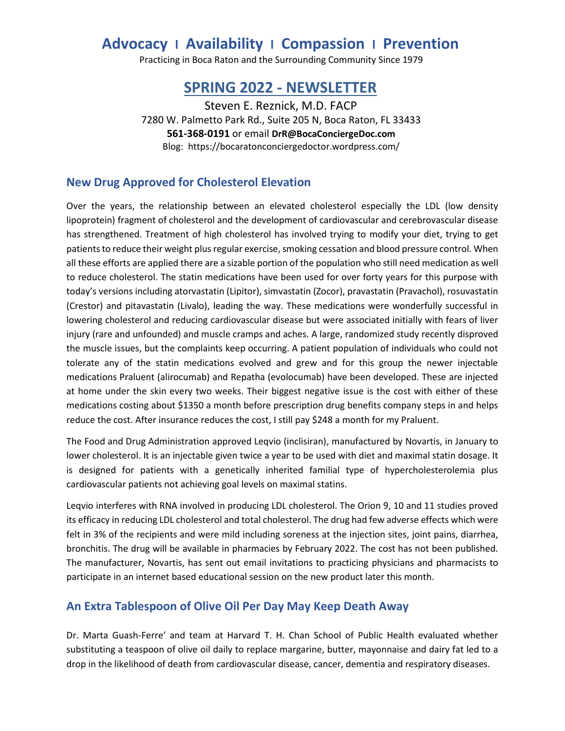# Advocacy | Availability | Compassion | Prevention

Practicing in Boca Raton and the Surrounding Community Since 1979

## SPRING 2022 - NEWSLETTER

Steven E. Reznick, M.D. FACP
7280 W. Palmetto Park Rd., Suite 205 N, Boca Raton, FL 33433
**561-368-0191** or email **DrR@BocaConciergeDoc.com**
Blog: https://bocaratonconciergedoctor.wordpress.com/

### New Drug Approved for Cholesterol Elevation

Over the years, the relationship between an elevated cholesterol especially the LDL (low density lipoprotein) fragment of cholesterol and the development of cardiovascular and cerebrovascular disease has strengthened. Treatment of high cholesterol has involved trying to modify your diet, trying to get patients to reduce their weight plus regular exercise, smoking cessation and blood pressure control. When all these efforts are applied there are a sizable portion of the population who still need medication as well to reduce cholesterol. The statin medications have been used for over forty years for this purpose with today's versions including atorvastatin (Lipitor), simvastatin (Zocor), pravastatin (Pravachol), rosuvastatin (Crestor) and pitavastatin (Livalo), leading the way. These medications were wonderfully successful in lowering cholesterol and reducing cardiovascular disease but were associated initially with fears of liver injury (rare and unfounded) and muscle cramps and aches. A large, randomized study recently disproved the muscle issues, but the complaints keep occurring. A patient population of individuals who could not tolerate any of the statin medications evolved and grew and for this group the newer injectable medications Praluent (alirocumab) and Repatha (evolocumab) have been developed. These are injected at home under the skin every two weeks. Their biggest negative issue is the cost with either of these medications costing about $1350 a month before prescription drug benefits company steps in and helps reduce the cost. After insurance reduces the cost, I still pay $248 a month for my Praluent.

The Food and Drug Administration approved Leqvio (inclisiran), manufactured by Novartis, in January to lower cholesterol. It is an injectable given twice a year to be used with diet and maximal statin dosage. It is designed for patients with a genetically inherited familial type of hypercholesterolemia plus cardiovascular patients not achieving goal levels on maximal statins.

Leqvio interferes with RNA involved in producing LDL cholesterol. The Orion 9, 10 and 11 studies proved its efficacy in reducing LDL cholesterol and total cholesterol. The drug had few adverse effects which were felt in 3% of the recipients and were mild including soreness at the injection sites, joint pains, diarrhea, bronchitis. The drug will be available in pharmacies by February 2022. The cost has not been published. The manufacturer, Novartis, has sent out email invitations to practicing physicians and pharmacists to participate in an internet based educational session on the new product later this month.

### An Extra Tablespoon of Olive Oil Per Day May Keep Death Away

Dr. Marta Guash-Ferre' and team at Harvard T. H. Chan School of Public Health evaluated whether substituting a teaspoon of olive oil daily to replace margarine, butter, mayonnaise and dairy fat led to a drop in the likelihood of death from cardiovascular disease, cancer, dementia and respiratory diseases.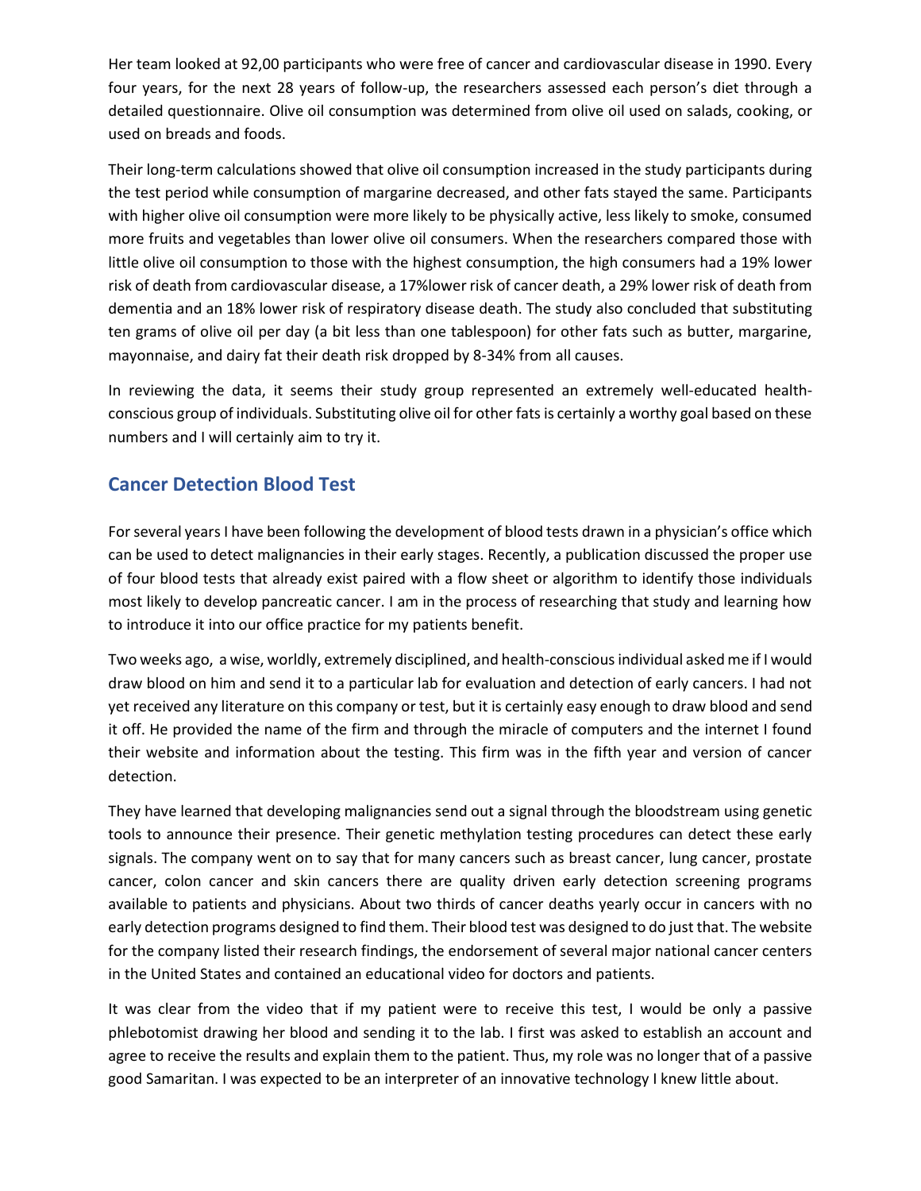Her team looked at 92,00 participants who were free of cancer and cardiovascular disease in 1990. Every four years, for the next 28 years of follow-up, the researchers assessed each person's diet through a detailed questionnaire. Olive oil consumption was determined from olive oil used on salads, cooking, or used on breads and foods.

Their long-term calculations showed that olive oil consumption increased in the study participants during the test period while consumption of margarine decreased, and other fats stayed the same. Participants with higher olive oil consumption were more likely to be physically active, less likely to smoke, consumed more fruits and vegetables than lower olive oil consumers. When the researchers compared those with little olive oil consumption to those with the highest consumption, the high consumers had a 19% lower risk of death from cardiovascular disease, a 17%lower risk of cancer death, a 29% lower risk of death from dementia and an 18% lower risk of respiratory disease death. The study also concluded that substituting ten grams of olive oil per day (a bit less than one tablespoon) for other fats such as butter, margarine, mayonnaise, and dairy fat their death risk dropped by 8-34% from all causes.

In reviewing the data, it seems their study group represented an extremely well-educated health-conscious group of individuals. Substituting olive oil for other fats is certainly a worthy goal based on these numbers and I will certainly aim to try it.

## Cancer Detection Blood Test

For several years I have been following the development of blood tests drawn in a physician's office which can be used to detect malignancies in their early stages. Recently, a publication discussed the proper use of four blood tests that already exist paired with a flow sheet or algorithm to identify those individuals most likely to develop pancreatic cancer. I am in the process of researching that study and learning how to introduce it into our office practice for my patients benefit.

Two weeks ago, a wise, worldly, extremely disciplined, and health-conscious individual asked me if I would draw blood on him and send it to a particular lab for evaluation and detection of early cancers. I had not yet received any literature on this company or test, but it is certainly easy enough to draw blood and send it off. He provided the name of the firm and through the miracle of computers and the internet I found their website and information about the testing. This firm was in the fifth year and version of cancer detection.

They have learned that developing malignancies send out a signal through the bloodstream using genetic tools to announce their presence. Their genetic methylation testing procedures can detect these early signals. The company went on to say that for many cancers such as breast cancer, lung cancer, prostate cancer, colon cancer and skin cancers there are quality driven early detection screening programs available to patients and physicians. About two thirds of cancer deaths yearly occur in cancers with no early detection programs designed to find them. Their blood test was designed to do just that. The website for the company listed their research findings, the endorsement of several major national cancer centers in the United States and contained an educational video for doctors and patients.

It was clear from the video that if my patient were to receive this test, I would be only a passive phlebotomist drawing her blood and sending it to the lab. I first was asked to establish an account and agree to receive the results and explain them to the patient. Thus, my role was no longer that of a passive good Samaritan. I was expected to be an interpreter of an innovative technology I knew little about.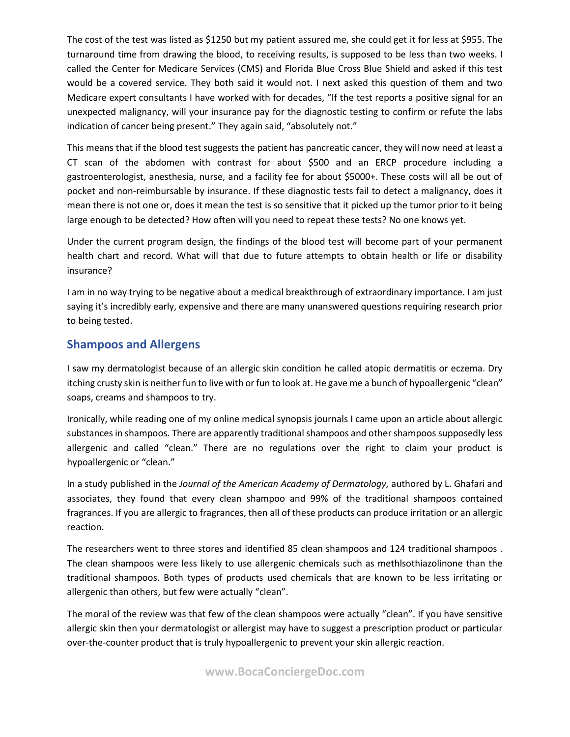The cost of the test was listed as $1250 but my patient assured me, she could get it for less at $955. The turnaround time from drawing the blood, to receiving results, is supposed to be less than two weeks. I called the Center for Medicare Services (CMS) and Florida Blue Cross Blue Shield and asked if this test would be a covered service. They both said it would not. I next asked this question of them and two Medicare expert consultants I have worked with for decades, "If the test reports a positive signal for an unexpected malignancy, will your insurance pay for the diagnostic testing to confirm or refute the labs indication of cancer being present." They again said, "absolutely not."

This means that if the blood test suggests the patient has pancreatic cancer, they will now need at least a CT scan of the abdomen with contrast for about $500 and an ERCP procedure including a gastroenterologist, anesthesia, nurse, and a facility fee for about $5000+. These costs will all be out of pocket and non-reimbursable by insurance. If these diagnostic tests fail to detect a malignancy, does it mean there is not one or, does it mean the test is so sensitive that it picked up the tumor prior to it being large enough to be detected? How often will you need to repeat these tests? No one knows yet.

Under the current program design, the findings of the blood test will become part of your permanent health chart and record. What will that due to future attempts to obtain health or life or disability insurance?

I am in no way trying to be negative about a medical breakthrough of extraordinary importance. I am just saying it's incredibly early, expensive and there are many unanswered questions requiring research prior to being tested.

## Shampoos and Allergens

I saw my dermatologist because of an allergic skin condition he called atopic dermatitis or eczema. Dry itching crusty skin is neither fun to live with or fun to look at. He gave me a bunch of hypoallergenic "clean" soaps, creams and shampoos to try.

Ironically, while reading one of my online medical synopsis journals I came upon an article about allergic substances in shampoos. There are apparently traditional shampoos and other shampoos supposedly less allergenic and called "clean." There are no regulations over the right to claim your product is hypoallergenic or "clean."

In a study published in the *Journal of the American Academy of Dermatology,* authored by L. Ghafari and associates, they found that every clean shampoo and 99% of the traditional shampoos contained fragrances. If you are allergic to fragrances, then all of these products can produce irritation or an allergic reaction.

The researchers went to three stores and identified 85 clean shampoos and 124 traditional shampoos . The clean shampoos were less likely to use allergenic chemicals such as methlsothiazolinone than the traditional shampoos. Both types of products used chemicals that are known to be less irritating or allergenic than others, but few were actually "clean".

The moral of the review was that few of the clean shampoos were actually "clean". If you have sensitive allergic skin then your dermatologist or allergist may have to suggest a prescription product or particular over-the-counter product that is truly hypoallergenic to prevent your skin allergic reaction.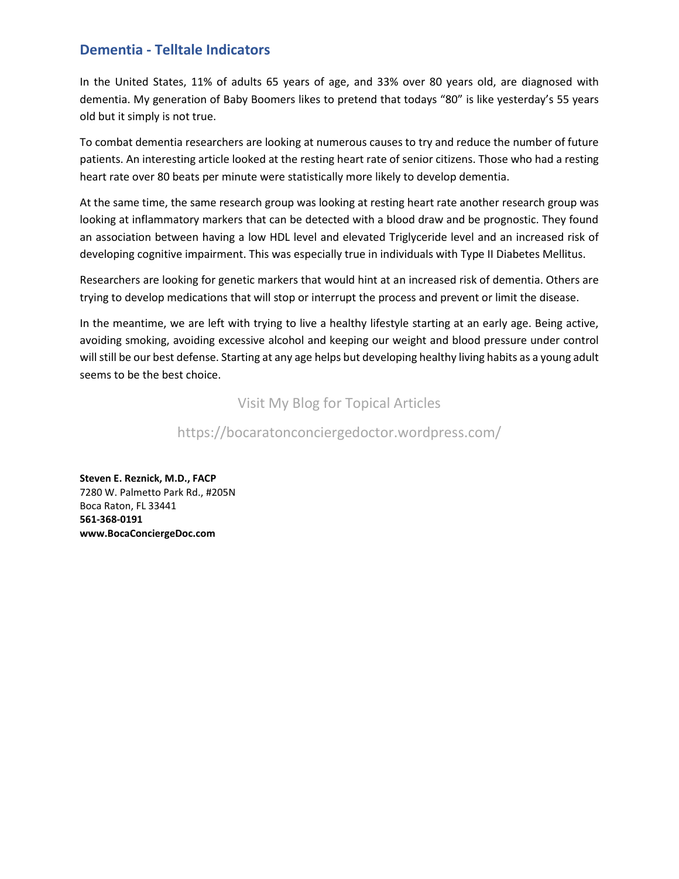## Dementia - Telltale Indicators

In the United States, 11% of adults 65 years of age, and 33% over 80 years old, are diagnosed with dementia. My generation of Baby Boomers likes to pretend that todays “80” is like yesterday’s 55 years old but it simply is not true.

To combat dementia researchers are looking at numerous causes to try and reduce the number of future patients. An interesting article looked at the resting heart rate of senior citizens. Those who had a resting heart rate over 80 beats per minute were statistically more likely to develop dementia.

At the same time, the same research group was looking at resting heart rate another research group was looking at inflammatory markers that can be detected with a blood draw and be prognostic. They found an association between having a low HDL level and elevated Triglyceride level and an increased risk of developing cognitive impairment. This was especially true in individuals with Type II Diabetes Mellitus.

Researchers are looking for genetic markers that would hint at an increased risk of dementia. Others are trying to develop medications that will stop or interrupt the process and prevent or limit the disease.

In the meantime, we are left with trying to live a healthy lifestyle starting at an early age. Being active, avoiding smoking, avoiding excessive alcohol and keeping our weight and blood pressure under control will still be our best defense. Starting at any age helps but developing healthy living habits as a young adult seems to be the best choice.

Visit My Blog for Topical Articles

https://bocaratonconciergedoctor.wordpress.com/

**Steven E. Reznick, M.D., FACP**
7280 W. Palmetto Park Rd., #205N
Boca Raton, FL 33441
**561-368-0191**
**www.BocaConciergeDoc.com**